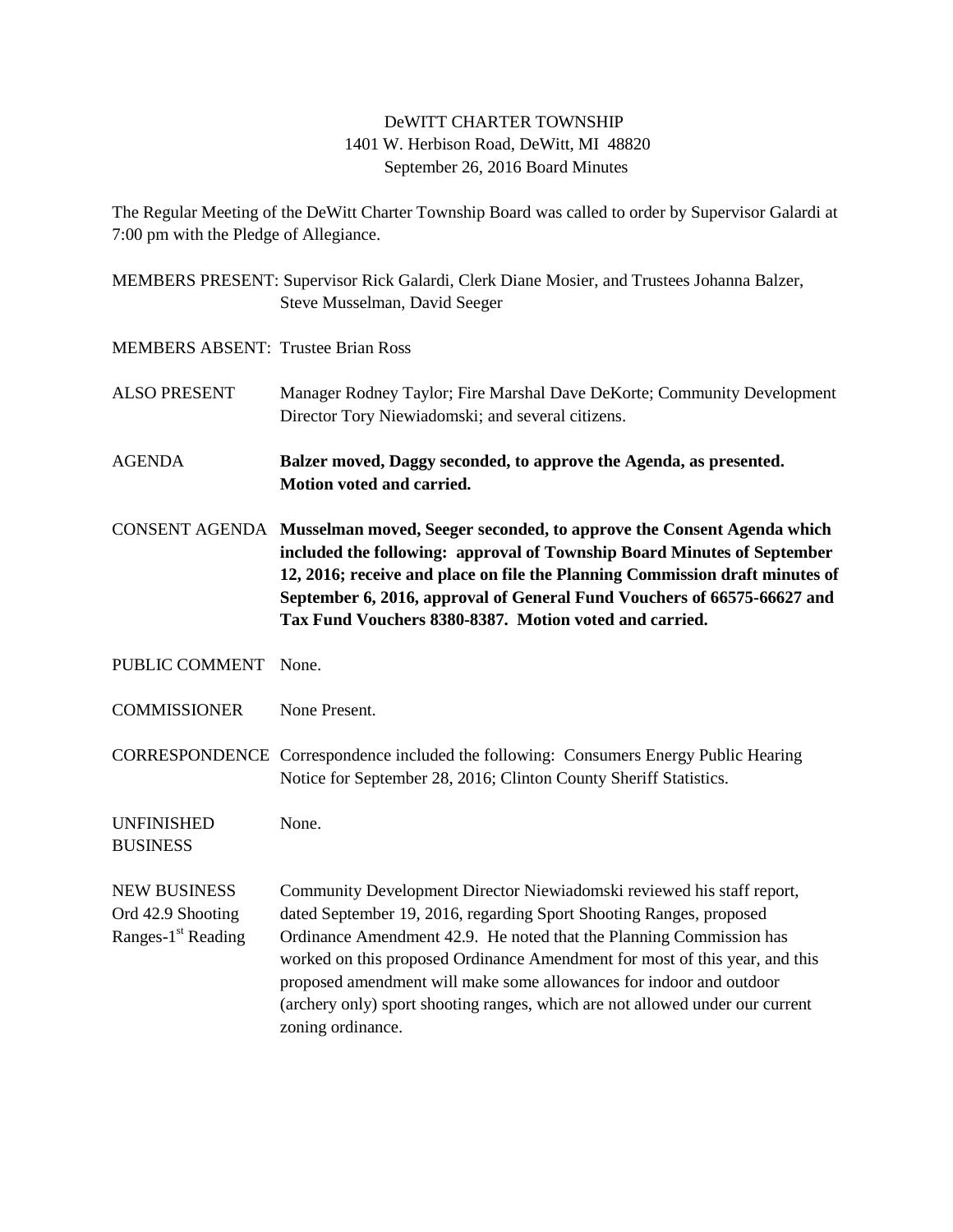DeWITT CHARTER TOWNSHIP
1401 W. Herbison Road, DeWitt, MI 48820
September 26, 2016 Board Minutes

The Regular Meeting of the DeWitt Charter Township Board was called to order by Supervisor Galardi at 7:00 pm with the Pledge of Allegiance.

MEMBERS PRESENT: Supervisor Rick Galardi, Clerk Diane Mosier, and Trustees Johanna Balzer, Steve Musselman, David Seeger

MEMBERS ABSENT: Trustee Brian Ross

ALSO PRESENT Manager Rodney Taylor; Fire Marshal Dave DeKorte; Community Development Director Tory Niewiadomski; and several citizens.

AGENDA **Balzer moved, Daggy seconded, to approve the Agenda, as presented. Motion voted and carried.**

CONSENT AGENDA **Musselman moved, Seeger seconded, to approve the Consent Agenda which included the following: approval of Township Board Minutes of September 12, 2016; receive and place on file the Planning Commission draft minutes of September 6, 2016, approval of General Fund Vouchers of 66575-66627 and Tax Fund Vouchers 8380-8387. Motion voted and carried.**

PUBLIC COMMENT None.

COMMISSIONER None Present.

CORRESPONDENCE Correspondence included the following: Consumers Energy Public Hearing Notice for September 28, 2016; Clinton County Sheriff Statistics.

UNFINISHED BUSINESS None.

NEW BUSINESS
Ord 42.9 Shooting Ranges-1st Reading

Community Development Director Niewiadomski reviewed his staff report, dated September 19, 2016, regarding Sport Shooting Ranges, proposed Ordinance Amendment 42.9. He noted that the Planning Commission has worked on this proposed Ordinance Amendment for most of this year, and this proposed amendment will make some allowances for indoor and outdoor (archery only) sport shooting ranges, which are not allowed under our current zoning ordinance.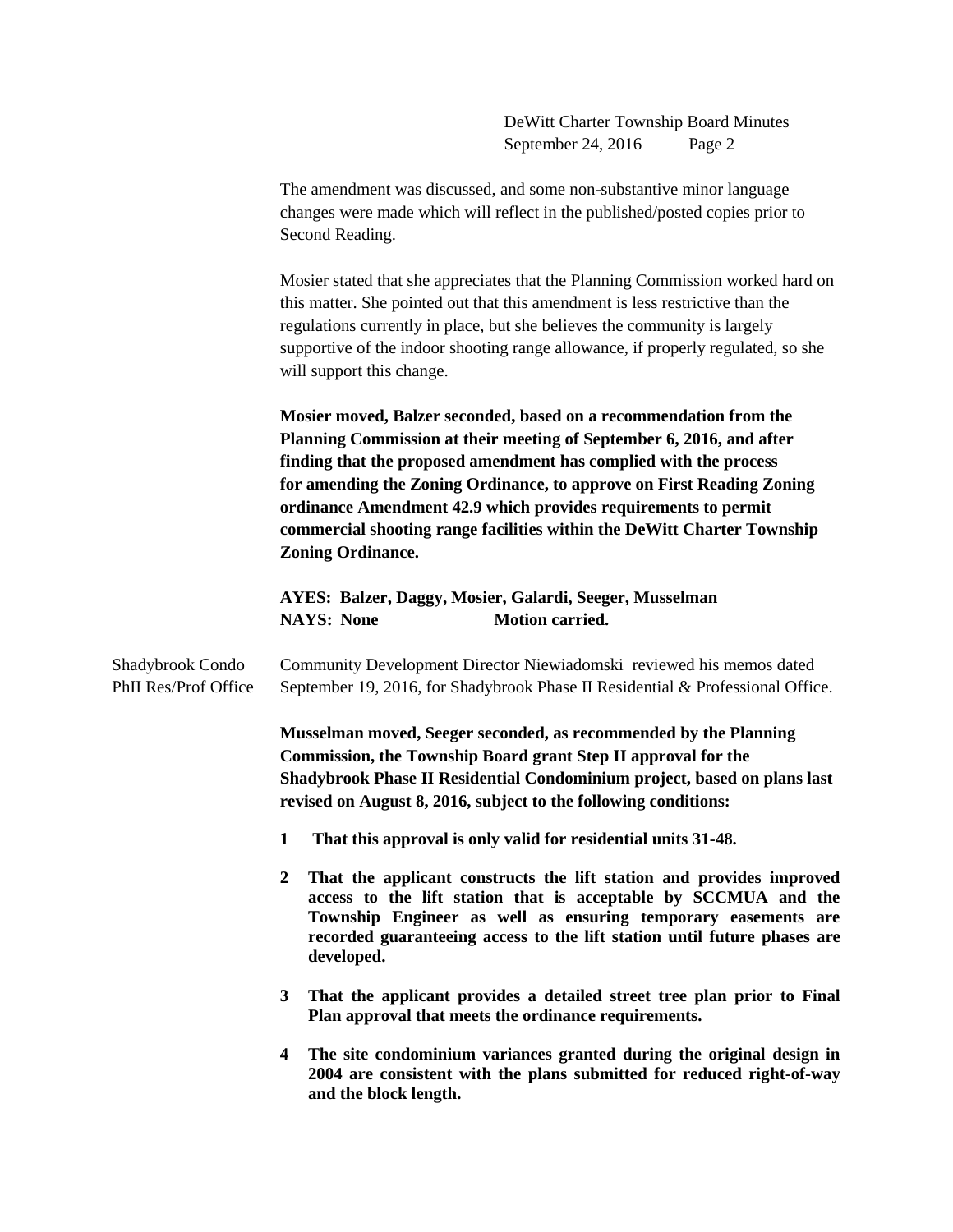The amendment was discussed, and some non-substantive minor language changes were made which will reflect in the published/posted copies prior to Second Reading.

Mosier stated that she appreciates that the Planning Commission worked hard on this matter. She pointed out that this amendment is less restrictive than the regulations currently in place, but she believes the community is largely supportive of the indoor shooting range allowance, if properly regulated, so she will support this change.

**Mosier moved, Balzer seconded, based on a recommendation from the Planning Commission at their meeting of September 6, 2016, and after finding that the proposed amendment has complied with the process for amending the Zoning Ordinance, to approve on First Reading Zoning ordinance Amendment 42.9 which provides requirements to permit commercial shooting range facilities within the DeWitt Charter Township Zoning Ordinance.**

**AYES: Balzer, Daggy, Mosier, Galardi, Seeger, Musselman**
**NAYS: None Motion carried.**

Shadybrook Condo PhII Res/Prof Office

Community Development Director Niewiadomski reviewed his memos dated September 19, 2016, for Shadybrook Phase II Residential & Professional Office.

**Musselman moved, Seeger seconded, as recommended by the Planning Commission, the Township Board grant Step II approval for the Shadybrook Phase II Residential Condominium project, based on plans last revised on August 8, 2016, subject to the following conditions:**

1. **That this approval is only valid for residential units 31-48.**
2. **That the applicant constructs the lift station and provides improved access to the lift station that is acceptable by SCCMUA and the Township Engineer as well as ensuring temporary easements are recorded guaranteeing access to the lift station until future phases are developed.**
3. **That the applicant provides a detailed street tree plan prior to Final Plan approval that meets the ordinance requirements.**
4. **The site condominium variances granted during the original design in 2004 are consistent with the plans submitted for reduced right-of-way and the block length.**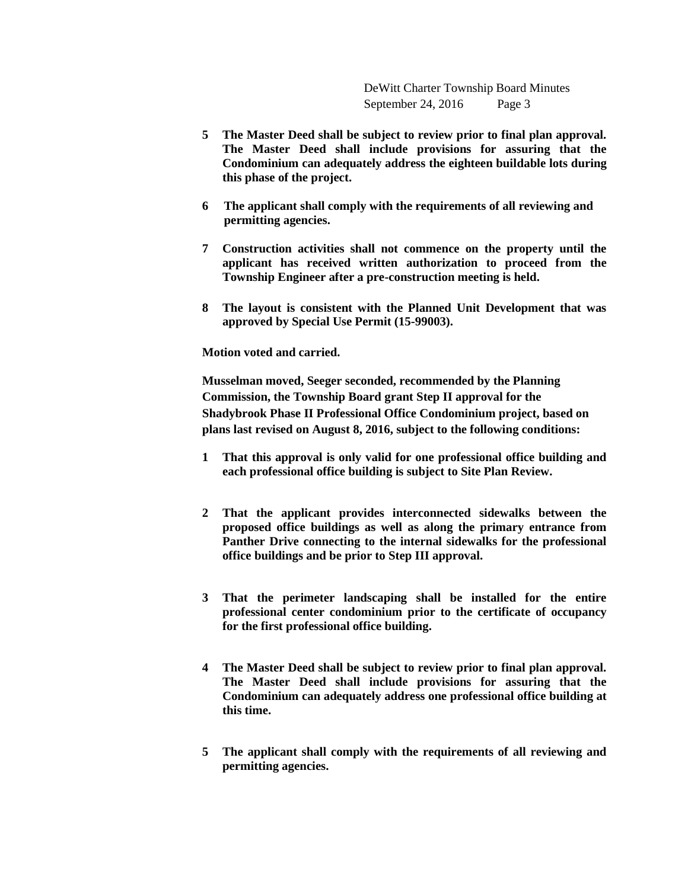**5 The Master Deed shall be subject to review prior to final plan approval. The Master Deed shall include provisions for assuring that the Condominium can adequately address the eighteen buildable lots during this phase of the project.**

**6 The applicant shall comply with the requirements of all reviewing and permitting agencies.**

**7 Construction activities shall not commence on the property until the applicant has received written authorization to proceed from the Township Engineer after a pre-construction meeting is held.**

**8 The layout is consistent with the Planned Unit Development that was approved by Special Use Permit (15-99003).**

**Motion voted and carried.**

**Musselman moved, Seeger seconded, recommended by the Planning Commission, the Township Board grant Step II approval for the Shadybrook Phase II Professional Office Condominium project, based on plans last revised on August 8, 2016, subject to the following conditions:**

**1 That this approval is only valid for one professional office building and each professional office building is subject to Site Plan Review.**

**2 That the applicant provides interconnected sidewalks between the proposed office buildings as well as along the primary entrance from Panther Drive connecting to the internal sidewalks for the professional office buildings and be prior to Step III approval.**

**3 That the perimeter landscaping shall be installed for the entire professional center condominium prior to the certificate of occupancy for the first professional office building.**

**4 The Master Deed shall be subject to review prior to final plan approval. The Master Deed shall include provisions for assuring that the Condominium can adequately address one professional office building at this time.**

**5 The applicant shall comply with the requirements of all reviewing and permitting agencies.**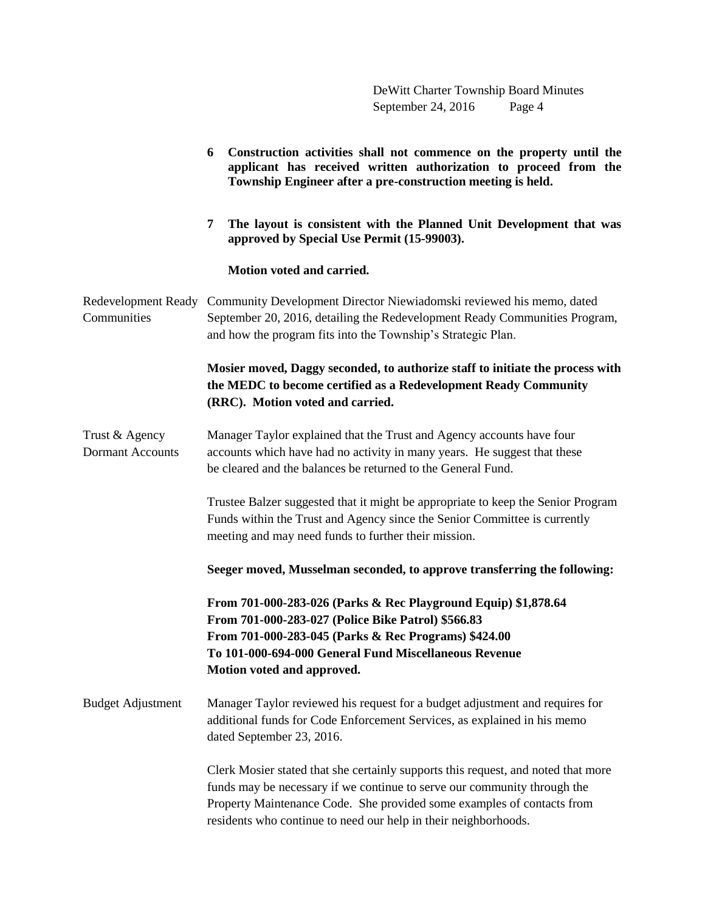**6 Construction activities shall not commence on the property until the applicant has received written authorization to proceed from the Township Engineer after a pre-construction meeting is held.**

**7 The layout is consistent with the Planned Unit Development that was approved by Special Use Permit (15-99003).**

**Motion voted and carried.**

Redevelopment Ready Communities

Community Development Director Niewiadomski reviewed his memo, dated September 20, 2016, detailing the Redevelopment Ready Communities Program, and how the program fits into the Township's Strategic Plan.

**Mosier moved, Daggy seconded, to authorize staff to initiate the process with the MEDC to become certified as a Redevelopment Ready Community (RRC). Motion voted and carried.**

Trust & Agency Dormant Accounts

Manager Taylor explained that the Trust and Agency accounts have four accounts which have had no activity in many years. He suggest that these be cleared and the balances be returned to the General Fund.

Trustee Balzer suggested that it might be appropriate to keep the Senior Program Funds within the Trust and Agency since the Senior Committee is currently meeting and may need funds to further their mission.

**Seeger moved, Musselman seconded, to approve transferring the following:**

**From 701-000-283-026 (Parks & Rec Playground Equip) $1,878.64**
**From 701-000-283-027 (Police Bike Patrol) $566.83**
**From 701-000-283-045 (Parks & Rec Programs) $424.00**
**To 101-000-694-000 General Fund Miscellaneous Revenue**
**Motion voted and approved.**

Budget Adjustment

Manager Taylor reviewed his request for a budget adjustment and requires for additional funds for Code Enforcement Services, as explained in his memo dated September 23, 2016.

Clerk Mosier stated that she certainly supports this request, and noted that more funds may be necessary if we continue to serve our community through the Property Maintenance Code. She provided some examples of contacts from residents who continue to need our help in their neighborhoods.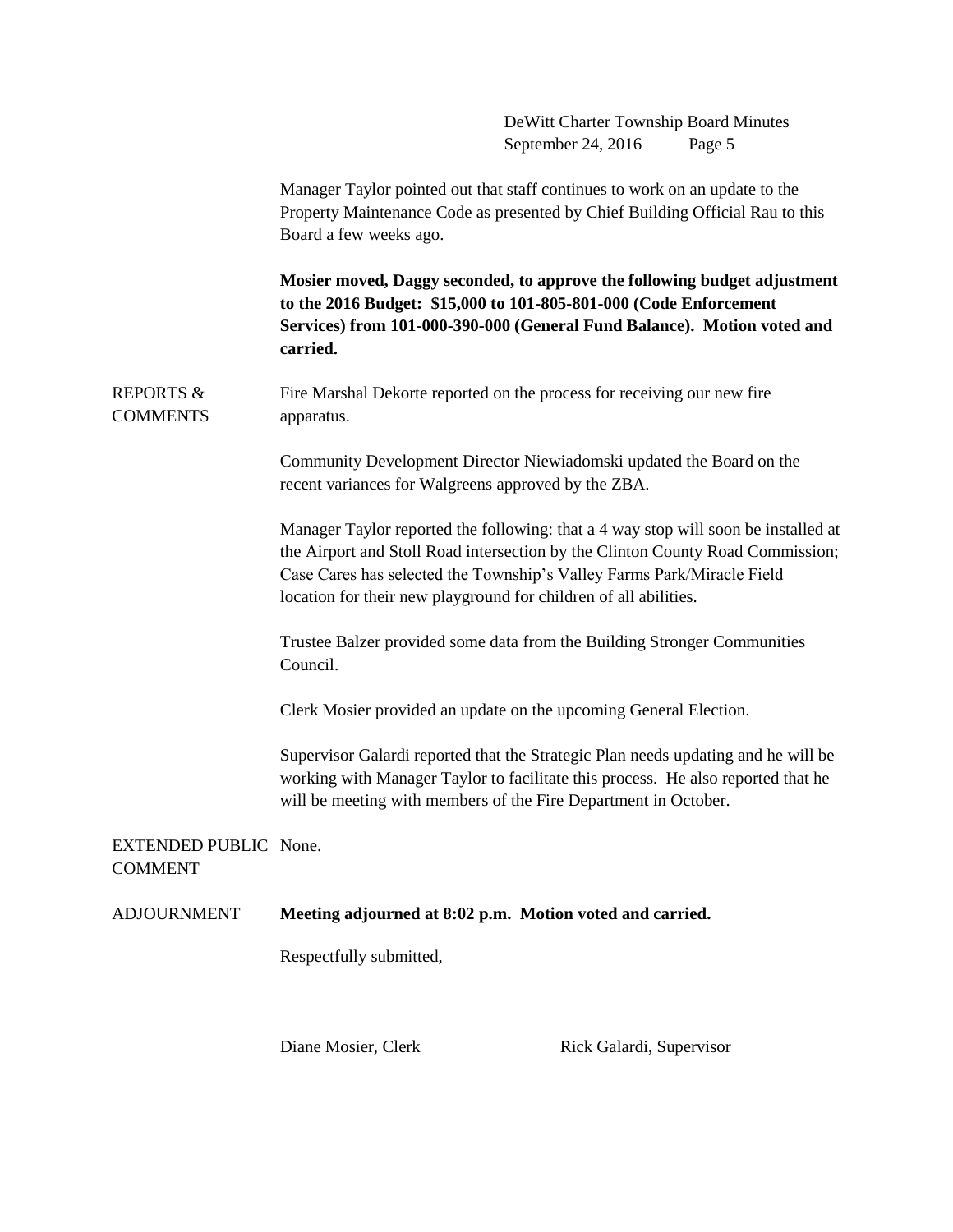Manager Taylor pointed out that staff continues to work on an update to the Property Maintenance Code as presented by Chief Building Official Rau to this Board a few weeks ago.

**Mosier moved, Daggy seconded, to approve the following budget adjustment to the 2016 Budget: $15,000 to 101-805-801-000 (Code Enforcement Services) from 101-000-390-000 (General Fund Balance). Motion voted and carried.**

REPORTS & COMMENTS

Fire Marshal Dekorte reported on the process for receiving our new fire apparatus.

Community Development Director Niewiadomski updated the Board on the recent variances for Walgreens approved by the ZBA.

Manager Taylor reported the following: that a 4 way stop will soon be installed at the Airport and Stoll Road intersection by the Clinton County Road Commission; Case Cares has selected the Township's Valley Farms Park/Miracle Field location for their new playground for children of all abilities.

Trustee Balzer provided some data from the Building Stronger Communities Council.

Clerk Mosier provided an update on the upcoming General Election.

Supervisor Galardi reported that the Strategic Plan needs updating and he will be working with Manager Taylor to facilitate this process. He also reported that he will be meeting with members of the Fire Department in October.

EXTENDED PUBLIC COMMENT

None.

ADJOURNMENT

**Meeting adjourned at 8:02 p.m. Motion voted and carried.**

Respectfully submitted,

Diane Mosier, Clerk

Rick Galardi, Supervisor